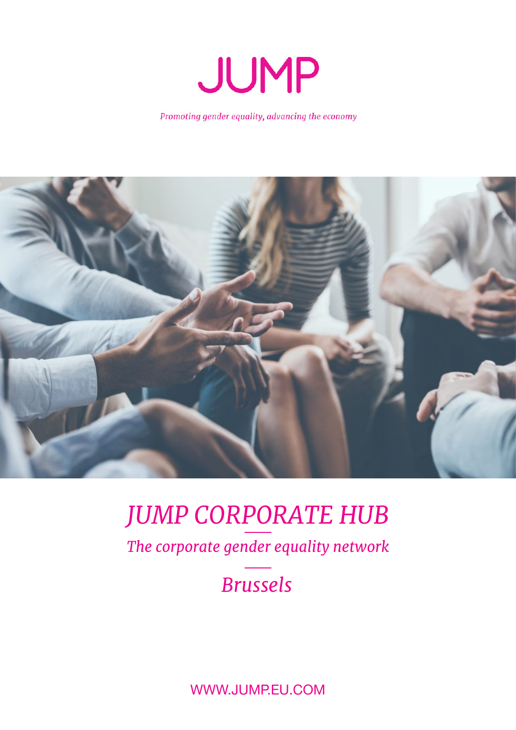# JUMP

*Promoting gender equality, advancing the economy*

## *JUMP CORPORATE HUB*

*The corporate gender equality network*

*Brussels*

WWW.JUMP.EU.COM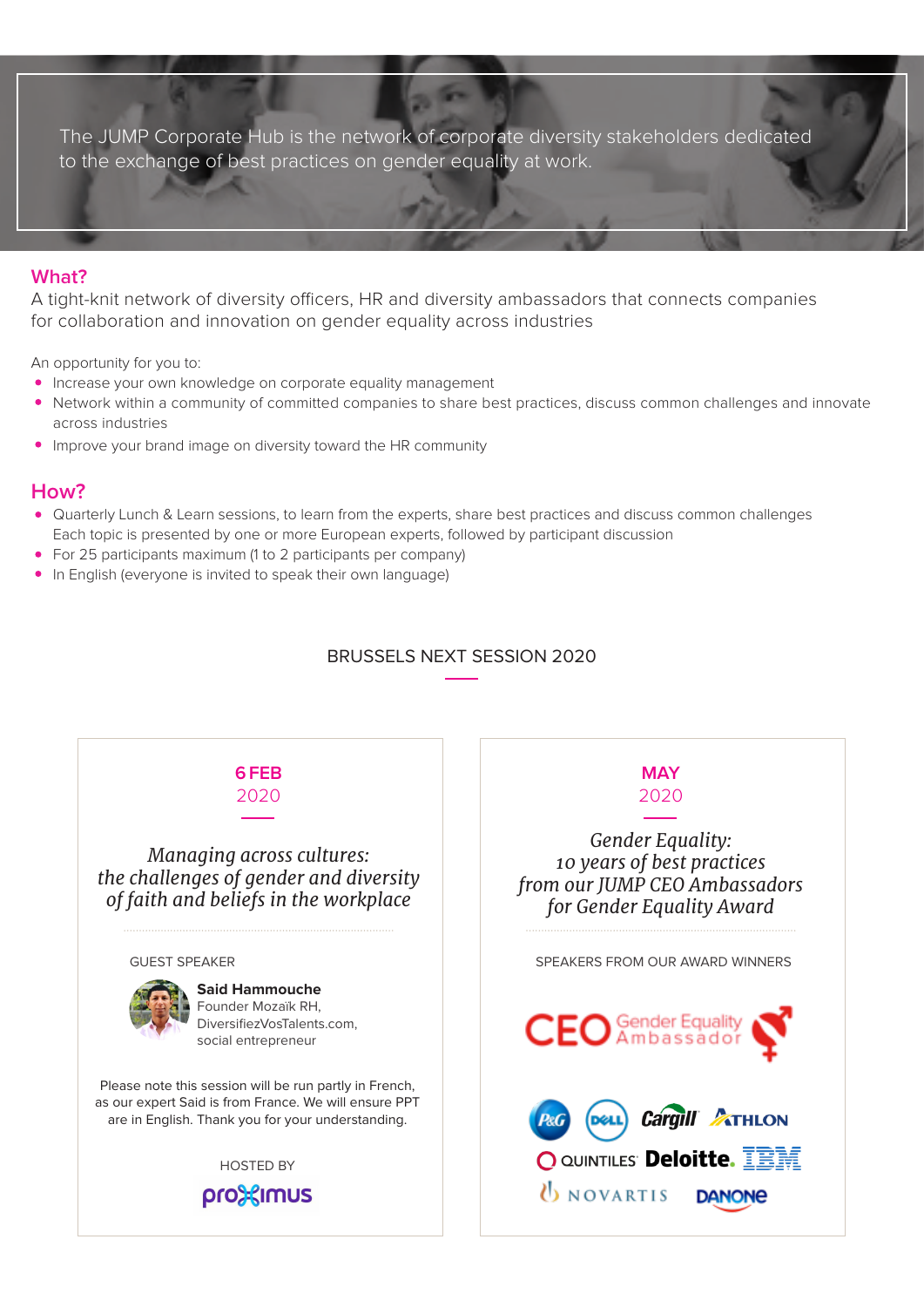The JUMP Corporate Hub is the network of corporate diversity stakeholders dedicated to the exchange of best practices on gender equality at work.

## What?

A tight-knit network of diversity officers, HR and diversity ambassadors that connects companies for collaboration and innovation on gender equality across industries

An opportunity for you to:

- Increase your own knowledge on corporate equality management
- Network within a community of committed companies to share best practices, discuss common challenges and innovate across industries
- Improve your brand image on diversity toward the HR community

## How?

- Quarterly Lunch & Learn sessions, to learn from the experts, share best practices and discuss common challenges
  Each topic is presented by one or more European experts, followed by participant discussion
- For 25 participants maximum (1 to 2 participants per company)
- In English (everyone is invited to speak their own language)

## BRUSSELS NEXT SESSION 2020

### 6 FEB 2020

*Managing across cultures: the challenges of gender and diversity of faith and beliefs in the workplace*

GUEST SPEAKER

**Said Hammouche**
Founder Mozaïk RH,
DiversifiezVosTalents.com,
social entrepreneur

Please note this session will be run partly in French, as our expert Said is from France. We will ensure PPT are in English. Thank you for your understanding.

HOSTED BY

proximus

### MAY 2020

*Gender Equality: 10 years of best practices from our JUMP CEO Ambassadors for Gender Equality Award*

SPEAKERS FROM OUR AWARD WINNERS

CEO Gender Equality Ambassador

P&G, DELL, Cargill, ATHLON, QUINTILES, Deloitte., IBM, NOVARTIS, DANONE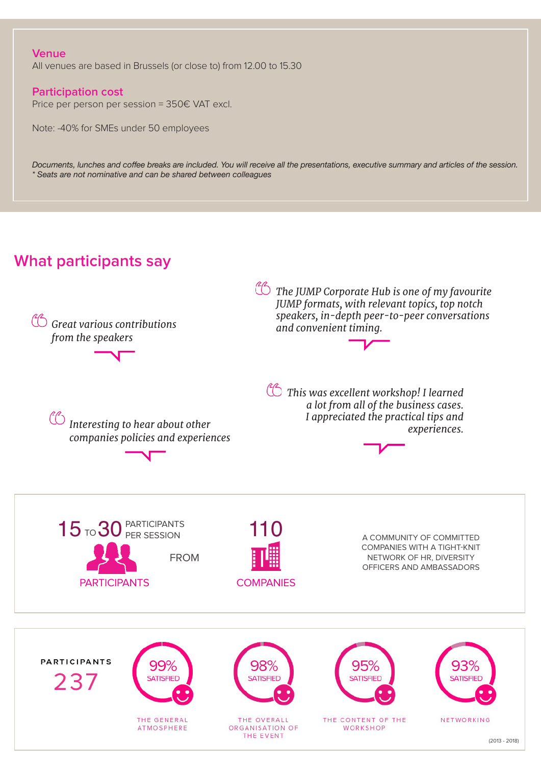**Venue**

All venues are based in Brussels (or close to) from 12.00 to 15.30

**Participation cost**

Price per person per session = 350€ VAT excl.

Note: -40% for SMEs under 50 employees

*Documents, lunches and coffee breaks are included. You will receive all the presentations, executive summary and articles of the session.*
*\* Seats are not nominative and can be shared between colleagues*

## What participants say

> *Great various contributions from the speakers*

> *The JUMP Corporate Hub is one of my favourite JUMP formats, with relevant topics, top notch speakers, in-depth peer-to-peer conversations and convenient timing.*

> *Interesting to hear about other companies policies and experiences*

> *This was excellent workshop! I learned a lot from all of the business cases. I appreciated the practical tips and experiences.*

15 TO 30 PARTICIPANTS PER SESSION

PARTICIPANTS

FROM

110

COMPANIES

A COMMUNITY OF COMMITTED COMPANIES WITH A TIGHT-KNIT NETWORK OF HR, DIVERSITY OFFICERS AND AMBASSADORS

PARTICIPANTS 237

- 99% SATISFIED — THE GENERAL ATMOSPHERE
- 98% SATISFIED — THE OVERALL ORGANISATION OF THE EVENT
- 95% SATISFIED — THE CONTENT OF THE WORKSHOP
- 93% SATISFIED — NETWORKING

(2013 - 2018)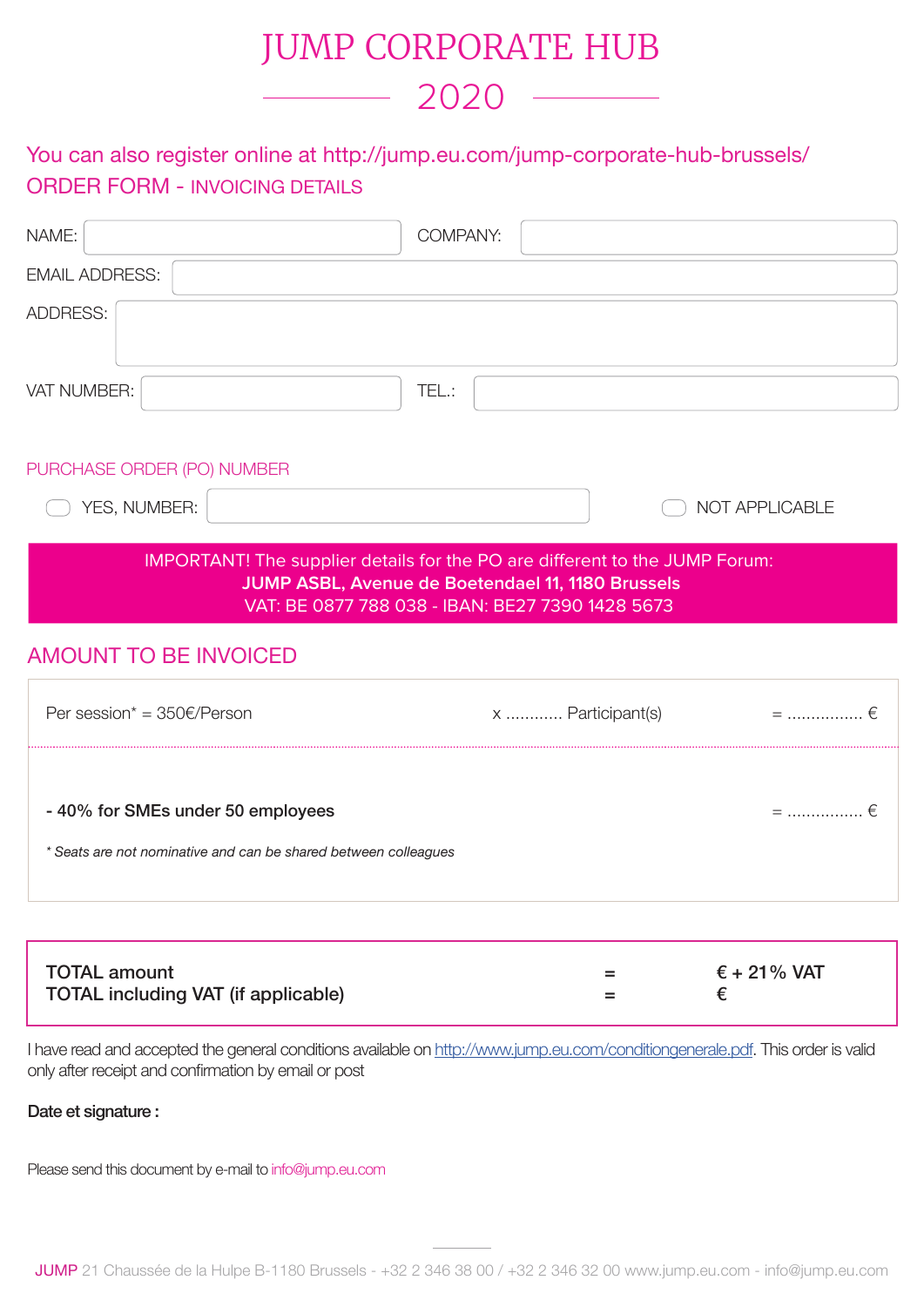# JUMP CORPORATE HUB

## 2020

You can also register online at http://jump.eu.com/jump-corporate-hub-brussels/

ORDER FORM - INVOICING DETAILS

NAME:

COMPANY:

EMAIL ADDRESS:

ADDRESS:

VAT NUMBER:

TEL.:

PURCHASE ORDER (PO) NUMBER

YES, NUMBER:

NOT APPLICABLE

IMPORTANT! The supplier details for the PO are different to the JUMP Forum:
**JUMP ASBL, Avenue de Boetendael 11, 1180 Brussels**
VAT: BE 0877 788 038 - IBAN: BE27 7390 1428 5673

## AMOUNT TO BE INVOICED

| | | |
|---|---|---|
| Per session* = 350€/Person | x ........... Participant(s) | = ............... € |
| **- 40% for SMEs under 50 employees** | | = ............... € |

*\* Seats are not nominative and can be shared between colleagues*

| | | |
|---|---|---|
| **TOTAL amount** | **=** | **€ + 21% VAT** |
| **TOTAL including VAT (if applicable)** | **=** | **€** |

I have read and accepted the general conditions available on http://www.jump.eu.com/conditiongenerale.pdf. This order is valid only after receipt and confirmation by email or post

**Date et signature :**

Please send this document by e-mail to info@jump.eu.com

JUMP 21 Chaussée de la Hulpe B-1180 Brussels - +32 2 346 38 00 / +32 2 346 32 00 www.jump.eu.com - info@jump.eu.com